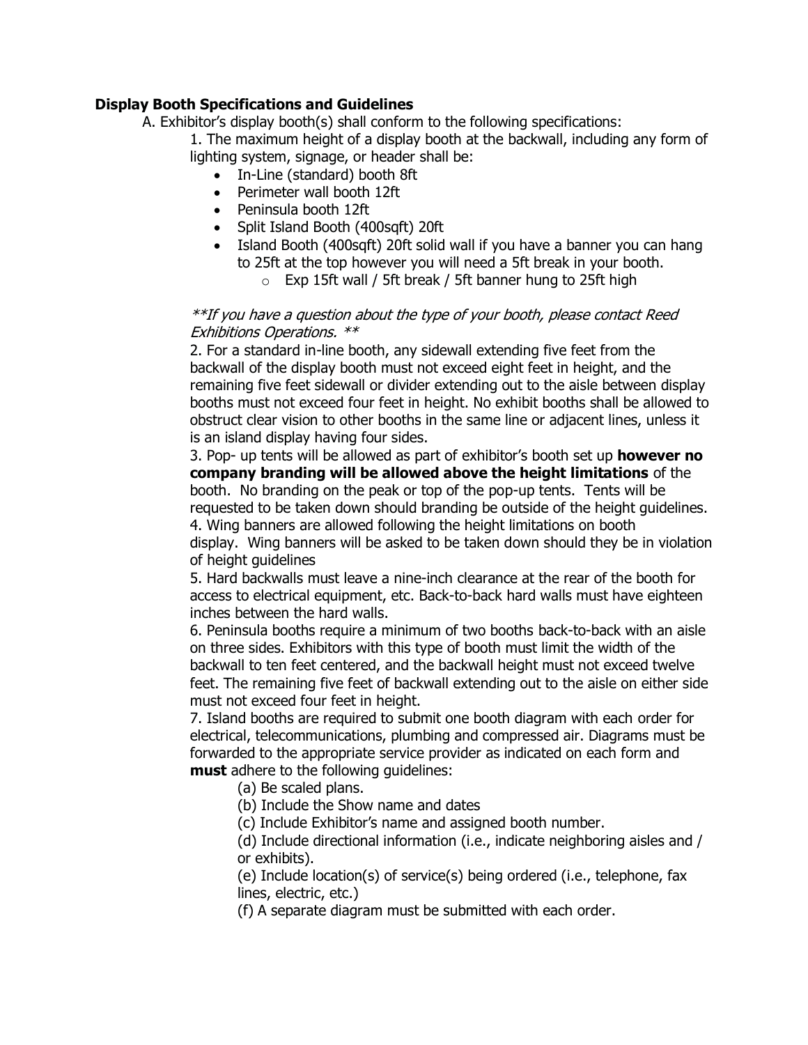**Display Booth Specifications and Guidelines**

A. Exhibitor's display booth(s) shall conform to the following specifications:

1. The maximum height of a display booth at the backwall, including any form of lighting system, signage, or header shall be:
   - In-Line (standard) booth 8ft
   - Perimeter wall booth 12ft
   - Peninsula booth 12ft
   - Split Island Booth (400sqft) 20ft
   - Island Booth (400sqft) 20ft solid wall if you have a banner you can hang to 25ft at the top however you will need a 5ft break in your booth.
     - Exp 15ft wall / 5ft break / 5ft banner hung to 25ft high

*\*\*If you have a question about the type of your booth, please contact Reed Exhibitions Operations. \*\**

2. For a standard in-line booth, any sidewall extending five feet from the backwall of the display booth must not exceed eight feet in height, and the remaining five feet sidewall or divider extending out to the aisle between display booths must not exceed four feet in height. No exhibit booths shall be allowed to obstruct clear vision to other booths in the same line or adjacent lines, unless it is an island display having four sides.

3. Pop- up tents will be allowed as part of exhibitor's booth set up **however no company branding will be allowed above the height limitations** of the booth. No branding on the peak or top of the pop-up tents. Tents will be requested to be taken down should branding be outside of the height guidelines.

4. Wing banners are allowed following the height limitations on booth display. Wing banners will be asked to be taken down should they be in violation of height guidelines

5. Hard backwalls must leave a nine-inch clearance at the rear of the booth for access to electrical equipment, etc. Back-to-back hard walls must have eighteen inches between the hard walls.

6. Peninsula booths require a minimum of two booths back-to-back with an aisle on three sides. Exhibitors with this type of booth must limit the width of the backwall to ten feet centered, and the backwall height must not exceed twelve feet. The remaining five feet of backwall extending out to the aisle on either side must not exceed four feet in height.

7. Island booths are required to submit one booth diagram with each order for electrical, telecommunications, plumbing and compressed air. Diagrams must be forwarded to the appropriate service provider as indicated on each form and **must** adhere to the following guidelines:

   (a) Be scaled plans.

   (b) Include the Show name and dates

   (c) Include Exhibitor's name and assigned booth number.

   (d) Include directional information (i.e., indicate neighboring aisles and / or exhibits).

   (e) Include location(s) of service(s) being ordered (i.e., telephone, fax lines, electric, etc.)

   (f) A separate diagram must be submitted with each order.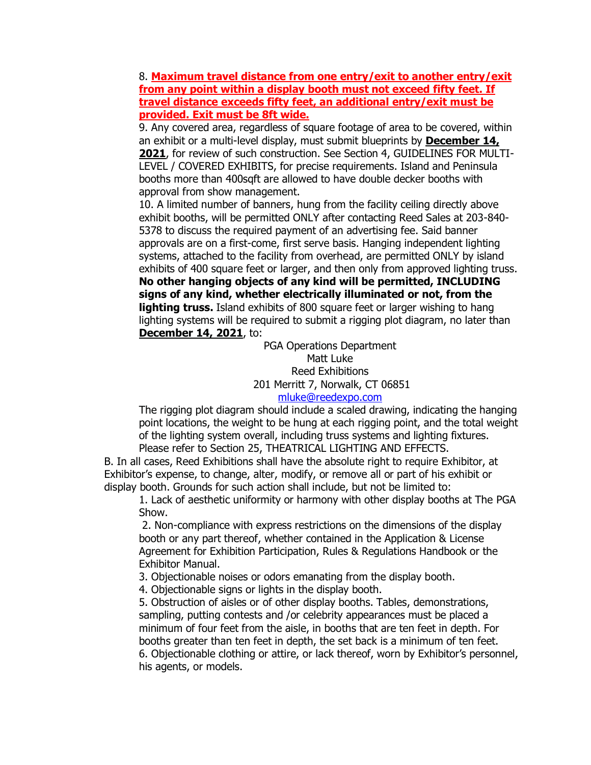8. **Maximum travel distance from one entry/exit to another entry/exit from any point within a display booth must not exceed fifty feet. If travel distance exceeds fifty feet, an additional entry/exit must be provided. Exit must be 8ft wide.**

9. Any covered area, regardless of square footage of area to be covered, within an exhibit or a multi-level display, must submit blueprints by **December 14, 2021**, for review of such construction. See Section 4, GUIDELINES FOR MULTI-LEVEL / COVERED EXHIBITS, for precise requirements. Island and Peninsula booths more than 400sqft are allowed to have double decker booths with approval from show management.

10. A limited number of banners, hung from the facility ceiling directly above exhibit booths, will be permitted ONLY after contacting Reed Sales at 203-840-5378 to discuss the required payment of an advertising fee. Said banner approvals are on a first-come, first serve basis. Hanging independent lighting systems, attached to the facility from overhead, are permitted ONLY by island exhibits of 400 square feet or larger, and then only from approved lighting truss. **No other hanging objects of any kind will be permitted, INCLUDING signs of any kind, whether electrically illuminated or not, from the lighting truss.** Island exhibits of 800 square feet or larger wishing to hang lighting systems will be required to submit a rigging plot diagram, no later than **December 14, 2021**, to:

PGA Operations Department
Matt Luke
Reed Exhibitions
201 Merritt 7, Norwalk, CT 06851
mluke@reedexpo.com

The rigging plot diagram should include a scaled drawing, indicating the hanging point locations, the weight to be hung at each rigging point, and the total weight of the lighting system overall, including truss systems and lighting fixtures. Please refer to Section 25, THEATRICAL LIGHTING AND EFFECTS.

B. In all cases, Reed Exhibitions shall have the absolute right to require Exhibitor, at Exhibitor's expense, to change, alter, modify, or remove all or part of his exhibit or display booth. Grounds for such action shall include, but not be limited to:

1. Lack of aesthetic uniformity or harmony with other display booths at The PGA Show.
2. Non-compliance with express restrictions on the dimensions of the display booth or any part thereof, whether contained in the Application & License Agreement for Exhibition Participation, Rules & Regulations Handbook or the Exhibitor Manual.
3. Objectionable noises or odors emanating from the display booth.
4. Objectionable signs or lights in the display booth.
5. Obstruction of aisles or of other display booths. Tables, demonstrations, sampling, putting contests and /or celebrity appearances must be placed a minimum of four feet from the aisle, in booths that are ten feet in depth. For booths greater than ten feet in depth, the set back is a minimum of ten feet.
6. Objectionable clothing or attire, or lack thereof, worn by Exhibitor's personnel, his agents, or models.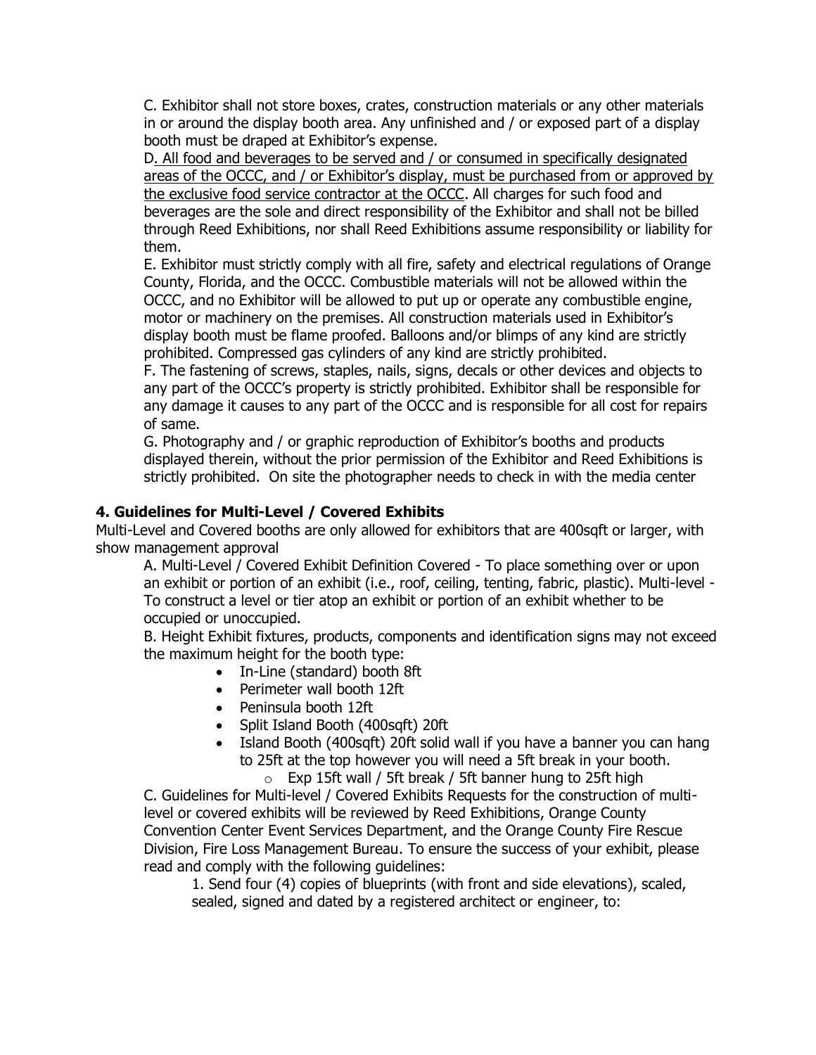C. Exhibitor shall not store boxes, crates, construction materials or any other materials in or around the display booth area. Any unfinished and / or exposed part of a display booth must be draped at Exhibitor's expense.

D. <u>All food and beverages to be served and / or consumed in specifically designated areas of the OCCC, and / or Exhibitor's display, must be purchased from or approved by the exclusive food service contractor at the OCCC</u>. All charges for such food and beverages are the sole and direct responsibility of the Exhibitor and shall not be billed through Reed Exhibitions, nor shall Reed Exhibitions assume responsibility or liability for them.

E. Exhibitor must strictly comply with all fire, safety and electrical regulations of Orange County, Florida, and the OCCC. Combustible materials will not be allowed within the OCCC, and no Exhibitor will be allowed to put up or operate any combustible engine, motor or machinery on the premises. All construction materials used in Exhibitor's display booth must be flame proofed. Balloons and/or blimps of any kind are strictly prohibited. Compressed gas cylinders of any kind are strictly prohibited.

F. The fastening of screws, staples, nails, signs, decals or other devices and objects to any part of the OCCC's property is strictly prohibited. Exhibitor shall be responsible for any damage it causes to any part of the OCCC and is responsible for all cost for repairs of same.

G. Photography and / or graphic reproduction of Exhibitor's booths and products displayed therein, without the prior permission of the Exhibitor and Reed Exhibitions is strictly prohibited. On site the photographer needs to check in with the media center

### 4. Guidelines for Multi-Level / Covered Exhibits

Multi-Level and Covered booths are only allowed for exhibitors that are 400sqft or larger, with show management approval

A. Multi-Level / Covered Exhibit Definition Covered - To place something over or upon an exhibit or portion of an exhibit (i.e., roof, ceiling, tenting, fabric, plastic). Multi-level - To construct a level or tier atop an exhibit or portion of an exhibit whether to be occupied or unoccupied.

B. Height Exhibit fixtures, products, components and identification signs may not exceed the maximum height for the booth type:

- In-Line (standard) booth 8ft
- Perimeter wall booth 12ft
- Peninsula booth 12ft
- Split Island Booth (400sqft) 20ft
- Island Booth (400sqft) 20ft solid wall if you have a banner you can hang to 25ft at the top however you will need a 5ft break in your booth.
  - Exp 15ft wall / 5ft break / 5ft banner hung to 25ft high

C. Guidelines for Multi-level / Covered Exhibits Requests for the construction of multi-level or covered exhibits will be reviewed by Reed Exhibitions, Orange County Convention Center Event Services Department, and the Orange County Fire Rescue Division, Fire Loss Management Bureau. To ensure the success of your exhibit, please read and comply with the following guidelines:

1. Send four (4) copies of blueprints (with front and side elevations), scaled, sealed, signed and dated by a registered architect or engineer, to: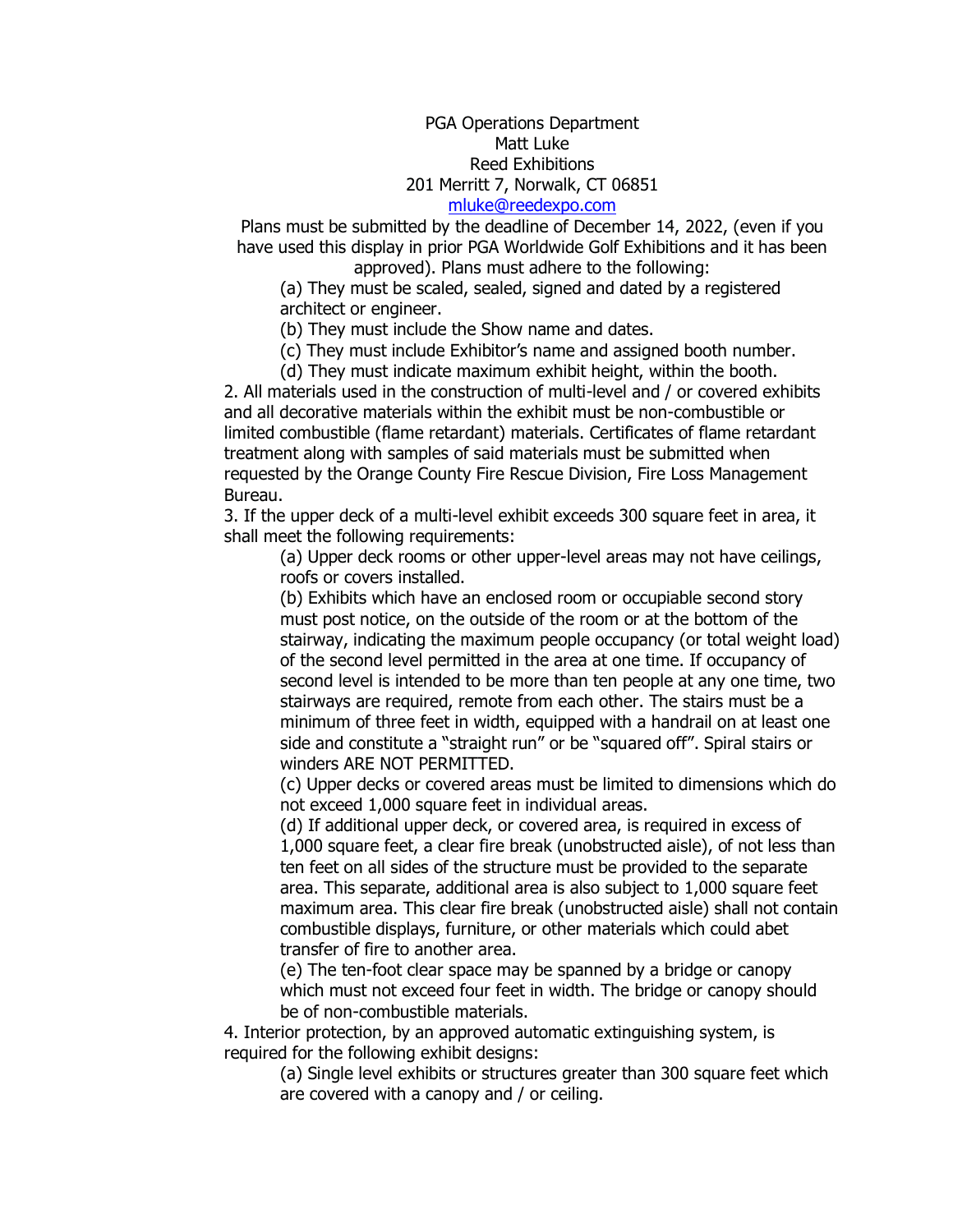PGA Operations Department
Matt Luke
Reed Exhibitions
201 Merritt 7, Norwalk, CT 06851
[mluke@reedexpo.com](mailto:mluke@reedexpo.com)

Plans must be submitted by the deadline of December 14, 2022, (even if you have used this display in prior PGA Worldwide Golf Exhibitions and it has been approved). Plans must adhere to the following:

(a) They must be scaled, sealed, signed and dated by a registered architect or engineer.

(b) They must include the Show name and dates.

(c) They must include Exhibitor's name and assigned booth number.

(d) They must indicate maximum exhibit height, within the booth.

2. All materials used in the construction of multi-level and / or covered exhibits and all decorative materials within the exhibit must be non-combustible or limited combustible (flame retardant) materials. Certificates of flame retardant treatment along with samples of said materials must be submitted when requested by the Orange County Fire Rescue Division, Fire Loss Management Bureau.

3. If the upper deck of a multi-level exhibit exceeds 300 square feet in area, it shall meet the following requirements:

(a) Upper deck rooms or other upper-level areas may not have ceilings, roofs or covers installed.

(b) Exhibits which have an enclosed room or occupiable second story must post notice, on the outside of the room or at the bottom of the stairway, indicating the maximum people occupancy (or total weight load) of the second level permitted in the area at one time. If occupancy of second level is intended to be more than ten people at any one time, two stairways are required, remote from each other. The stairs must be a minimum of three feet in width, equipped with a handrail on at least one side and constitute a "straight run" or be "squared off". Spiral stairs or winders ARE NOT PERMITTED.

(c) Upper decks or covered areas must be limited to dimensions which do not exceed 1,000 square feet in individual areas.

(d) If additional upper deck, or covered area, is required in excess of 1,000 square feet, a clear fire break (unobstructed aisle), of not less than ten feet on all sides of the structure must be provided to the separate area. This separate, additional area is also subject to 1,000 square feet maximum area. This clear fire break (unobstructed aisle) shall not contain combustible displays, furniture, or other materials which could abet transfer of fire to another area.

(e) The ten-foot clear space may be spanned by a bridge or canopy which must not exceed four feet in width. The bridge or canopy should be of non-combustible materials.

4. Interior protection, by an approved automatic extinguishing system, is required for the following exhibit designs:

(a) Single level exhibits or structures greater than 300 square feet which are covered with a canopy and / or ceiling.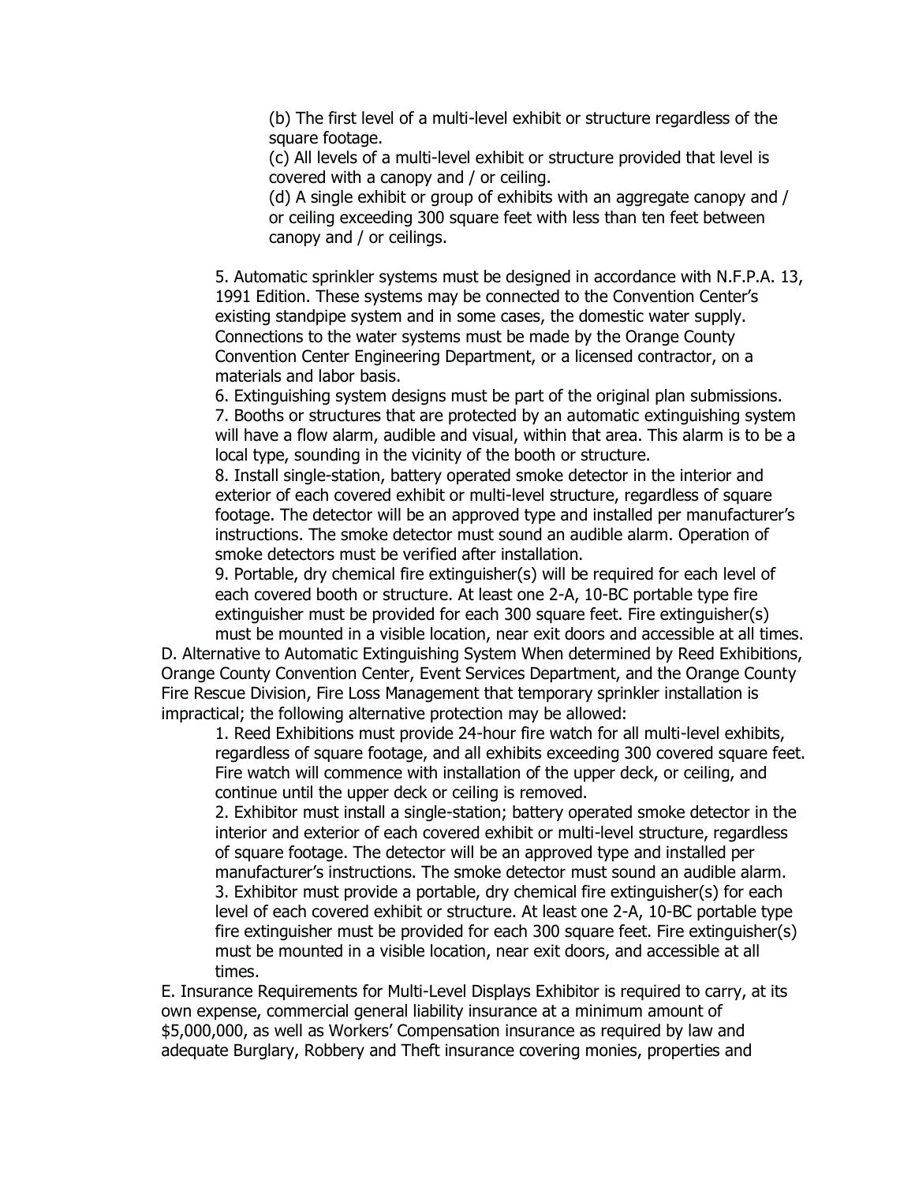(b) The first level of a multi-level exhibit or structure regardless of the square footage.

(c) All levels of a multi-level exhibit or structure provided that level is covered with a canopy and / or ceiling.

(d) A single exhibit or group of exhibits with an aggregate canopy and / or ceiling exceeding 300 square feet with less than ten feet between canopy and / or ceilings.

5. Automatic sprinkler systems must be designed in accordance with N.F.P.A. 13, 1991 Edition. These systems may be connected to the Convention Center's existing standpipe system and in some cases, the domestic water supply. Connections to the water systems must be made by the Orange County Convention Center Engineering Department, or a licensed contractor, on a materials and labor basis.
6. Extinguishing system designs must be part of the original plan submissions.
7. Booths or structures that are protected by an automatic extinguishing system will have a flow alarm, audible and visual, within that area. This alarm is to be a local type, sounding in the vicinity of the booth or structure.
8. Install single-station, battery operated smoke detector in the interior and exterior of each covered exhibit or multi-level structure, regardless of square footage. The detector will be an approved type and installed per manufacturer's instructions. The smoke detector must sound an audible alarm. Operation of smoke detectors must be verified after installation.
9. Portable, dry chemical fire extinguisher(s) will be required for each level of each covered booth or structure. At least one 2-A, 10-BC portable type fire extinguisher must be provided for each 300 square feet. Fire extinguisher(s) must be mounted in a visible location, near exit doors and accessible at all times.

D. Alternative to Automatic Extinguishing System When determined by Reed Exhibitions, Orange County Convention Center, Event Services Department, and the Orange County Fire Rescue Division, Fire Loss Management that temporary sprinkler installation is impractical; the following alternative protection may be allowed:

1. Reed Exhibitions must provide 24-hour fire watch for all multi-level exhibits, regardless of square footage, and all exhibits exceeding 300 covered square feet. Fire watch will commence with installation of the upper deck, or ceiling, and continue until the upper deck or ceiling is removed.
2. Exhibitor must install a single-station; battery operated smoke detector in the interior and exterior of each covered exhibit or multi-level structure, regardless of square footage. The detector will be an approved type and installed per manufacturer's instructions. The smoke detector must sound an audible alarm.
3. Exhibitor must provide a portable, dry chemical fire extinguisher(s) for each level of each covered exhibit or structure. At least one 2-A, 10-BC portable type fire extinguisher must be provided for each 300 square feet. Fire extinguisher(s) must be mounted in a visible location, near exit doors, and accessible at all times.

E. Insurance Requirements for Multi-Level Displays Exhibitor is required to carry, at its own expense, commercial general liability insurance at a minimum amount of $5,000,000, as well as Workers' Compensation insurance as required by law and adequate Burglary, Robbery and Theft insurance covering monies, properties and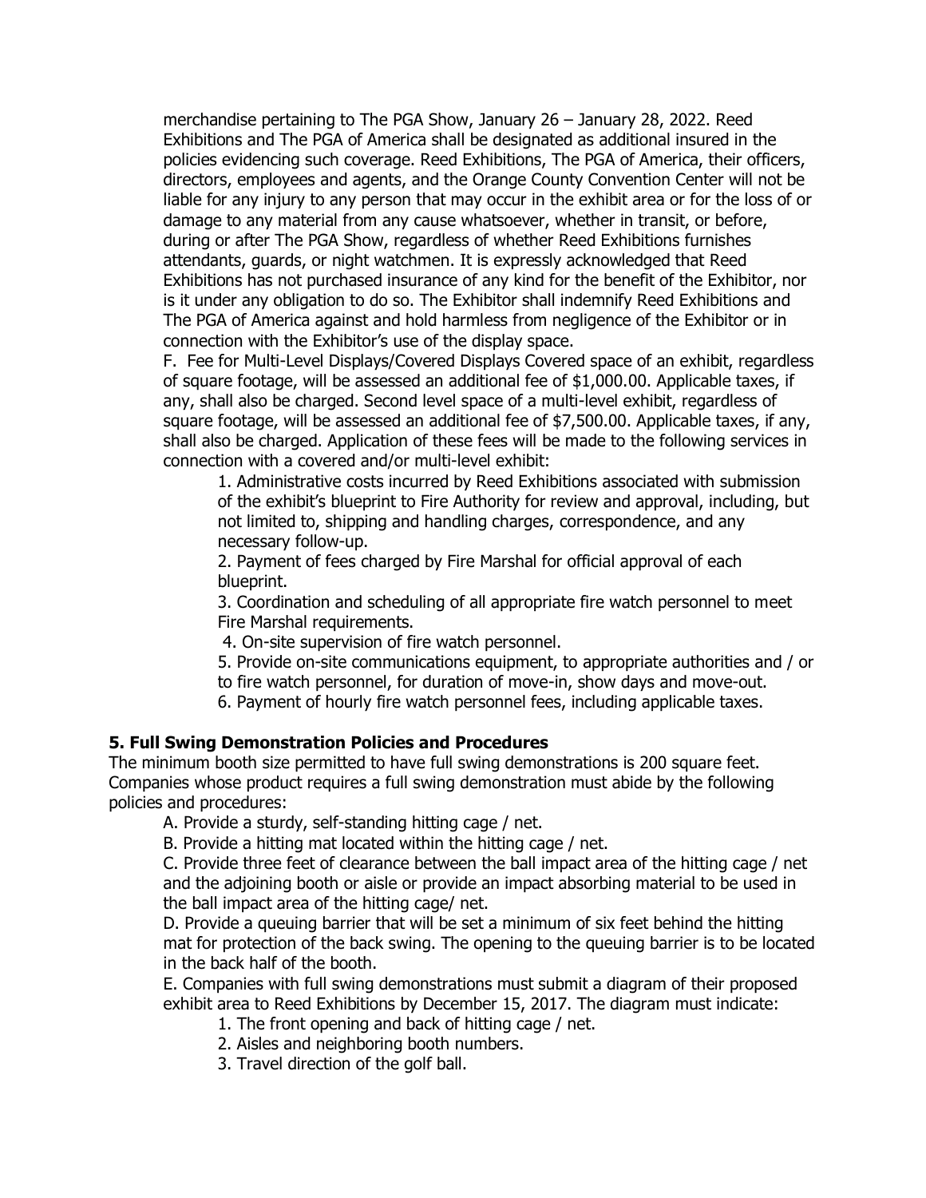merchandise pertaining to The PGA Show, January 26 – January 28, 2022. Reed Exhibitions and The PGA of America shall be designated as additional insured in the policies evidencing such coverage. Reed Exhibitions, The PGA of America, their officers, directors, employees and agents, and the Orange County Convention Center will not be liable for any injury to any person that may occur in the exhibit area or for the loss of or damage to any material from any cause whatsoever, whether in transit, or before, during or after The PGA Show, regardless of whether Reed Exhibitions furnishes attendants, guards, or night watchmen. It is expressly acknowledged that Reed Exhibitions has not purchased insurance of any kind for the benefit of the Exhibitor, nor is it under any obligation to do so. The Exhibitor shall indemnify Reed Exhibitions and The PGA of America against and hold harmless from negligence of the Exhibitor or in connection with the Exhibitor's use of the display space.

F. Fee for Multi-Level Displays/Covered Displays Covered space of an exhibit, regardless of square footage, will be assessed an additional fee of $1,000.00. Applicable taxes, if any, shall also be charged. Second level space of a multi-level exhibit, regardless of square footage, will be assessed an additional fee of $7,500.00. Applicable taxes, if any, shall also be charged. Application of these fees will be made to the following services in connection with a covered and/or multi-level exhibit:

1. Administrative costs incurred by Reed Exhibitions associated with submission of the exhibit's blueprint to Fire Authority for review and approval, including, but not limited to, shipping and handling charges, correspondence, and any necessary follow-up.
2. Payment of fees charged by Fire Marshal for official approval of each blueprint.
3. Coordination and scheduling of all appropriate fire watch personnel to meet Fire Marshal requirements.
4. On-site supervision of fire watch personnel.
5. Provide on-site communications equipment, to appropriate authorities and / or to fire watch personnel, for duration of move-in, show days and move-out.
6. Payment of hourly fire watch personnel fees, including applicable taxes.

**5. Full Swing Demonstration Policies and Procedures**

The minimum booth size permitted to have full swing demonstrations is 200 square feet. Companies whose product requires a full swing demonstration must abide by the following policies and procedures:

A. Provide a sturdy, self-standing hitting cage / net.

B. Provide a hitting mat located within the hitting cage / net.

C. Provide three feet of clearance between the ball impact area of the hitting cage / net and the adjoining booth or aisle or provide an impact absorbing material to be used in the ball impact area of the hitting cage/ net.

D. Provide a queuing barrier that will be set a minimum of six feet behind the hitting mat for protection of the back swing. The opening to the queuing barrier is to be located in the back half of the booth.

E. Companies with full swing demonstrations must submit a diagram of their proposed exhibit area to Reed Exhibitions by December 15, 2017. The diagram must indicate:

1. The front opening and back of hitting cage / net.
2. Aisles and neighboring booth numbers.
3. Travel direction of the golf ball.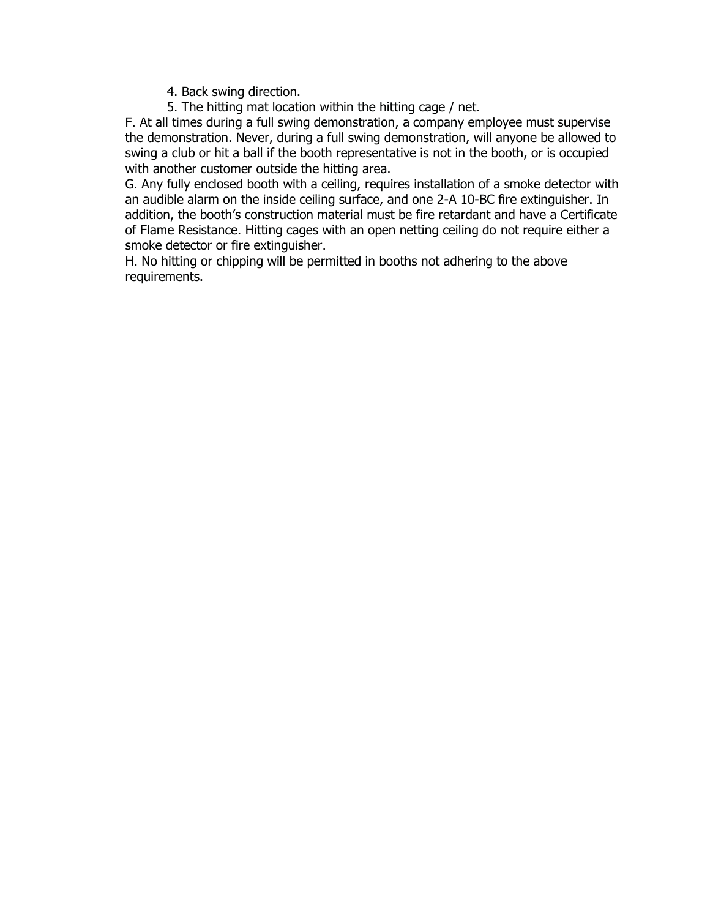4. Back swing direction.
5. The hitting mat location within the hitting cage / net.

F. At all times during a full swing demonstration, a company employee must supervise the demonstration. Never, during a full swing demonstration, will anyone be allowed to swing a club or hit a ball if the booth representative is not in the booth, or is occupied with another customer outside the hitting area.

G. Any fully enclosed booth with a ceiling, requires installation of a smoke detector with an audible alarm on the inside ceiling surface, and one 2-A 10-BC fire extinguisher. In addition, the booth's construction material must be fire retardant and have a Certificate of Flame Resistance. Hitting cages with an open netting ceiling do not require either a smoke detector or fire extinguisher.

H. No hitting or chipping will be permitted in booths not adhering to the above requirements.